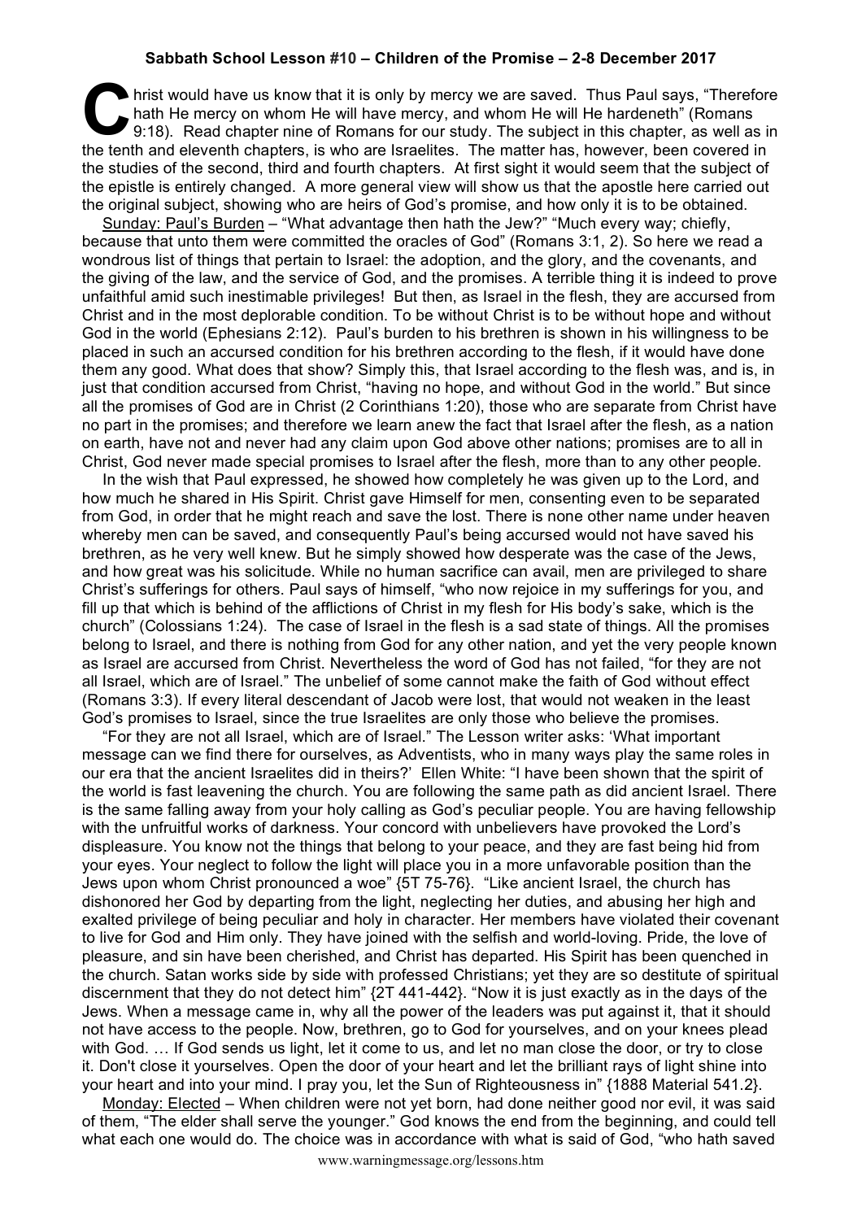**Sabbath School Lesson #10 – Children of the Promise – 2-8 December 2017**

Christ would have us know that it is only by mercy we are saved. Thus Paul says, "Therefore hath He mercy on whom He will have mercy, and whom He will He hardeneth" (Romans 9:18). Read chapter nine of Romans for our study. The subject in this chapter, as well as in the tenth and eleventh chapters, is who are Israelites. The matter has, however, been covered in the studies of the second, third and fourth chapters. At first sight it would seem that the subject of the epistle is entirely changed. A more general view will show us that the apostle here carried out the original subject, showing who are heirs of God's promise, and how only it is to be obtained.

Sunday: Paul's Burden – "What advantage then hath the Jew?" "Much every way; chiefly, because that unto them were committed the oracles of God" (Romans 3:1, 2). So here we read a wondrous list of things that pertain to Israel: the adoption, and the glory, and the covenants, and the giving of the law, and the service of God, and the promises. A terrible thing it is indeed to prove unfaithful amid such inestimable privileges! But then, as Israel in the flesh, they are accursed from Christ and in the most deplorable condition. To be without Christ is to be without hope and without God in the world (Ephesians 2:12). Paul's burden to his brethren is shown in his willingness to be placed in such an accursed condition for his brethren according to the flesh, if it would have done them any good. What does that show? Simply this, that Israel according to the flesh was, and is, in just that condition accursed from Christ, "having no hope, and without God in the world." But since all the promises of God are in Christ (2 Corinthians 1:20), those who are separate from Christ have no part in the promises; and therefore we learn anew the fact that Israel after the flesh, as a nation on earth, have not and never had any claim upon God above other nations; promises are to all in Christ, God never made special promises to Israel after the flesh, more than to any other people.

In the wish that Paul expressed, he showed how completely he was given up to the Lord, and how much he shared in His Spirit. Christ gave Himself for men, consenting even to be separated from God, in order that he might reach and save the lost. There is none other name under heaven whereby men can be saved, and consequently Paul's being accursed would not have saved his brethren, as he very well knew. But he simply showed how desperate was the case of the Jews, and how great was his solicitude. While no human sacrifice can avail, men are privileged to share Christ's sufferings for others. Paul says of himself, "who now rejoice in my sufferings for you, and fill up that which is behind of the afflictions of Christ in my flesh for His body's sake, which is the church" (Colossians 1:24). The case of Israel in the flesh is a sad state of things. All the promises belong to Israel, and there is nothing from God for any other nation, and yet the very people known as Israel are accursed from Christ. Nevertheless the word of God has not failed, "for they are not all Israel, which are of Israel." The unbelief of some cannot make the faith of God without effect (Romans 3:3). If every literal descendant of Jacob were lost, that would not weaken in the least God's promises to Israel, since the true Israelites are only those who believe the promises.

"For they are not all Israel, which are of Israel." The Lesson writer asks: 'What important message can we find there for ourselves, as Adventists, who in many ways play the same roles in our era that the ancient Israelites did in theirs?' Ellen White: "I have been shown that the spirit of the world is fast leavening the church. You are following the same path as did ancient Israel. There is the same falling away from your holy calling as God's peculiar people. You are having fellowship with the unfruitful works of darkness. Your concord with unbelievers have provoked the Lord's displeasure. You know not the things that belong to your peace, and they are fast being hid from your eyes. Your neglect to follow the light will place you in a more unfavorable position than the Jews upon whom Christ pronounced a woe" {5T 75-76}. "Like ancient Israel, the church has dishonored her God by departing from the light, neglecting her duties, and abusing her high and exalted privilege of being peculiar and holy in character. Her members have violated their covenant to live for God and Him only. They have joined with the selfish and world-loving. Pride, the love of pleasure, and sin have been cherished, and Christ has departed. His Spirit has been quenched in the church. Satan works side by side with professed Christians; yet they are so destitute of spiritual discernment that they do not detect him" {2T 441-442}. "Now it is just exactly as in the days of the Jews. When a message came in, why all the power of the leaders was put against it, that it should not have access to the people. Now, brethren, go to God for yourselves, and on your knees plead with God. … If God sends us light, let it come to us, and let no man close the door, or try to close it. Don't close it yourselves. Open the door of your heart and let the brilliant rays of light shine into your heart and into your mind. I pray you, let the Sun of Righteousness in" {1888 Material 541.2}.

Monday: Elected – When children were not yet born, had done neither good nor evil, it was said of them, "The elder shall serve the younger." God knows the end from the beginning, and could tell what each one would do. The choice was in accordance with what is said of God, "who hath saved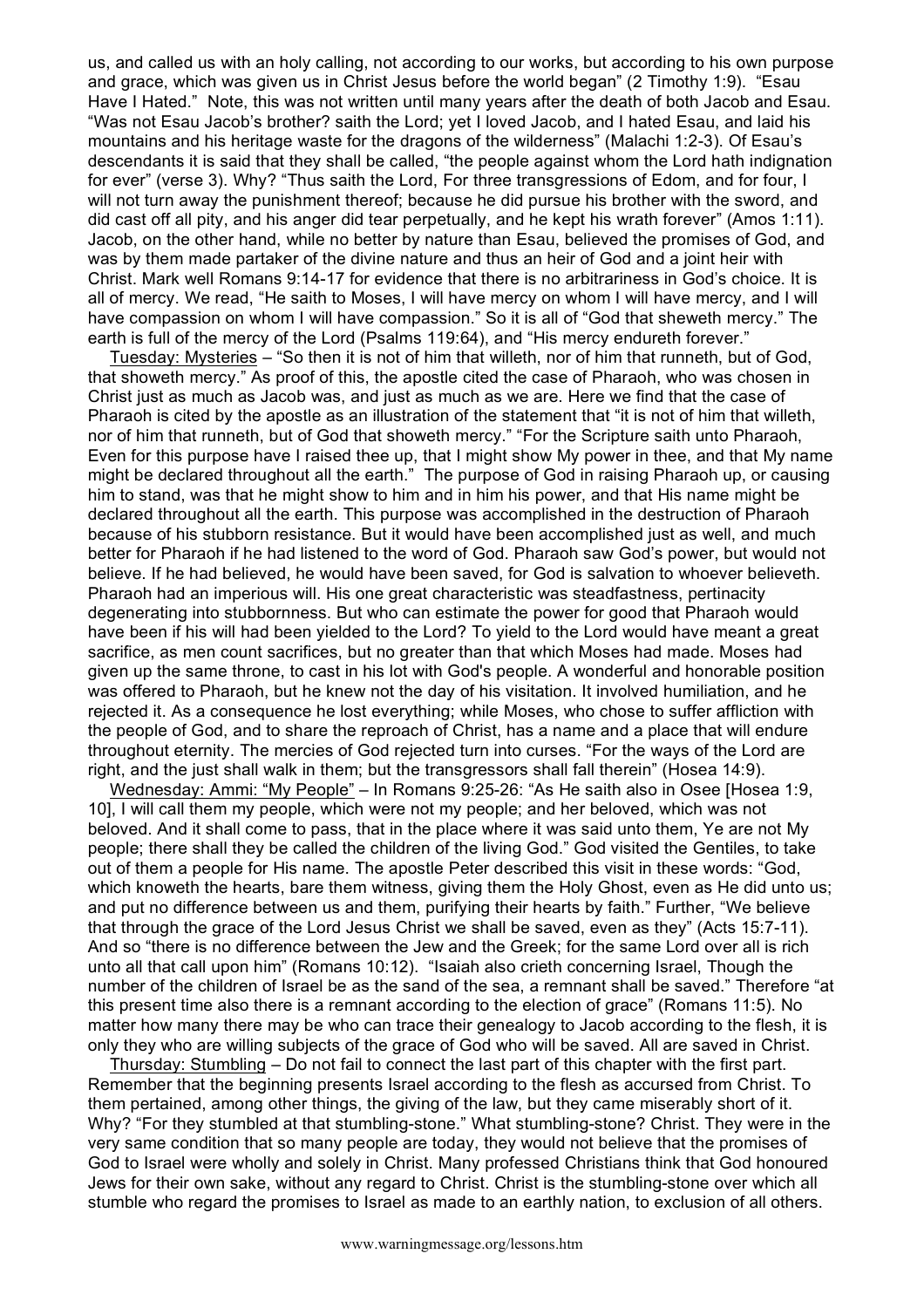us, and called us with an holy calling, not according to our works, but according to his own purpose and grace, which was given us in Christ Jesus before the world began" (2 Timothy 1:9). "Esau Have I Hated." Note, this was not written until many years after the death of both Jacob and Esau. "Was not Esau Jacob's brother? saith the Lord; yet I loved Jacob, and I hated Esau, and laid his mountains and his heritage waste for the dragons of the wilderness" (Malachi 1:2-3). Of Esau's descendants it is said that they shall be called, "the people against whom the Lord hath indignation for ever" (verse 3). Why? "Thus saith the Lord, For three transgressions of Edom, and for four, I will not turn away the punishment thereof; because he did pursue his brother with the sword, and did cast off all pity, and his anger did tear perpetually, and he kept his wrath forever" (Amos 1:11). Jacob, on the other hand, while no better by nature than Esau, believed the promises of God, and was by them made partaker of the divine nature and thus an heir of God and a joint heir with Christ. Mark well Romans 9:14-17 for evidence that there is no arbitrariness in God's choice. It is all of mercy. We read, "He saith to Moses, I will have mercy on whom I will have mercy, and I will have compassion on whom I will have compassion." So it is all of "God that sheweth mercy." The earth is full of the mercy of the Lord (Psalms 119:64), and "His mercy endureth forever."

Tuesday: Mysteries – "So then it is not of him that willeth, nor of him that runneth, but of God, that showeth mercy." As proof of this, the apostle cited the case of Pharaoh, who was chosen in Christ just as much as Jacob was, and just as much as we are. Here we find that the case of Pharaoh is cited by the apostle as an illustration of the statement that "it is not of him that willeth, nor of him that runneth, but of God that showeth mercy." "For the Scripture saith unto Pharaoh, Even for this purpose have I raised thee up, that I might show My power in thee, and that My name might be declared throughout all the earth." The purpose of God in raising Pharaoh up, or causing him to stand, was that he might show to him and in him his power, and that His name might be declared throughout all the earth. This purpose was accomplished in the destruction of Pharaoh because of his stubborn resistance. But it would have been accomplished just as well, and much better for Pharaoh if he had listened to the word of God. Pharaoh saw God's power, but would not believe. If he had believed, he would have been saved, for God is salvation to whoever believeth. Pharaoh had an imperious will. His one great characteristic was steadfastness, pertinacity degenerating into stubbornness. But who can estimate the power for good that Pharaoh would have been if his will had been yielded to the Lord? To yield to the Lord would have meant a great sacrifice, as men count sacrifices, but no greater than that which Moses had made. Moses had given up the same throne, to cast in his lot with God's people. A wonderful and honorable position was offered to Pharaoh, but he knew not the day of his visitation. It involved humiliation, and he rejected it. As a consequence he lost everything; while Moses, who chose to suffer affliction with the people of God, and to share the reproach of Christ, has a name and a place that will endure throughout eternity. The mercies of God rejected turn into curses. "For the ways of the Lord are right, and the just shall walk in them; but the transgressors shall fall therein" (Hosea 14:9).

Wednesday: Ammi: "My People" – In Romans 9:25-26: "As He saith also in Osee [Hosea 1:9, 10], I will call them my people, which were not my people; and her beloved, which was not beloved. And it shall come to pass, that in the place where it was said unto them, Ye are not My people; there shall they be called the children of the living God." God visited the Gentiles, to take out of them a people for His name. The apostle Peter described this visit in these words: "God, which knoweth the hearts, bare them witness, giving them the Holy Ghost, even as He did unto us; and put no difference between us and them, purifying their hearts by faith." Further, "We believe that through the grace of the Lord Jesus Christ we shall be saved, even as they" (Acts 15:7-11). And so "there is no difference between the Jew and the Greek; for the same Lord over all is rich unto all that call upon him" (Romans 10:12). "Isaiah also crieth concerning Israel, Though the number of the children of Israel be as the sand of the sea, a remnant shall be saved." Therefore "at this present time also there is a remnant according to the election of grace" (Romans 11:5). No matter how many there may be who can trace their genealogy to Jacob according to the flesh, it is only they who are willing subjects of the grace of God who will be saved. All are saved in Christ.

Thursday: Stumbling – Do not fail to connect the last part of this chapter with the first part. Remember that the beginning presents Israel according to the flesh as accursed from Christ. To them pertained, among other things, the giving of the law, but they came miserably short of it. Why? "For they stumbled at that stumbling-stone." What stumbling-stone? Christ. They were in the very same condition that so many people are today, they would not believe that the promises of God to Israel were wholly and solely in Christ. Many professed Christians think that God honoured Jews for their own sake, without any regard to Christ. Christ is the stumbling-stone over which all stumble who regard the promises to Israel as made to an earthly nation, to exclusion of all others.